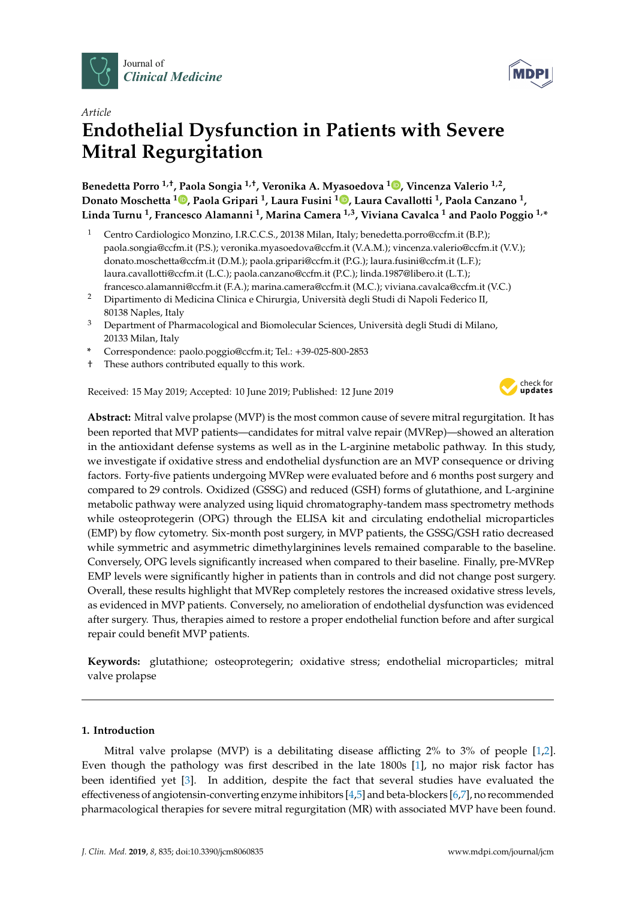Article

# Endothelial Dysfunction in Patients with Severe Mitral Regurgitation

**Benedetta Porro [1,†], Paola Songia [1,†], Veronika A. Myasoedova [1], Vincenza Valerio [1,2], Donato Moschetta [1], Paola Gripari [1], Laura Fusini [1], Laura Cavallotti [1], Paola Canzano [1], Linda Turnu [1], Francesco Alamanni [1], Marina Camera [1,3], Viviana Cavalca [1] and Paolo Poggio [1,*]**

1 Centro Cardiologico Monzino, I.R.C.C.S., 20138 Milan, Italy; benedetta.porro@ccfm.it (B.P.); paola.songia@ccfm.it (P.S.); veronika.myasoedova@ccfm.it (V.A.M.); vincenza.valerio@ccfm.it (V.V.); donato.moschetta@ccfm.it (D.M.); paola.gripari@ccfm.it (P.G.); laura.fusini@ccfm.it (L.F.); laura.cavallotti@ccfm.it (L.C.); paola.canzano@ccfm.it (P.C.); linda.1987@libero.it (L.T.); francesco.alamanni@ccfm.it (F.A.); marina.camera@ccfm.it (M.C.); viviana.cavalca@ccfm.it (V.C.)

2 Dipartimento di Medicina Clinica e Chirurgia, Università degli Studi di Napoli Federico II, 80138 Naples, Italy

3 Department of Pharmacological and Biomolecular Sciences, Università degli Studi di Milano, 20133 Milan, Italy

\* Correspondence: paolo.poggio@ccfm.it; Tel.: +39-025-800-2853

† These authors contributed equally to this work.

Received: 15 May 2019; Accepted: 10 June 2019; Published: 12 June 2019

**Abstract:** Mitral valve prolapse (MVP) is the most common cause of severe mitral regurgitation. It has been reported that MVP patients—candidates for mitral valve repair (MVRep)—showed an alteration in the antioxidant defense systems as well as in the L-arginine metabolic pathway. In this study, we investigate if oxidative stress and endothelial dysfunction are an MVP consequence or driving factors. Forty-five patients undergoing MVRep were evaluated before and 6 months post surgery and compared to 29 controls. Oxidized (GSSG) and reduced (GSH) forms of glutathione, and L-arginine metabolic pathway were analyzed using liquid chromatography-tandem mass spectrometry methods while osteoprotegerin (OPG) through the ELISA kit and circulating endothelial microparticles (EMP) by flow cytometry. Six-month post surgery, in MVP patients, the GSSG/GSH ratio decreased while symmetric and asymmetric dimethylarginines levels remained comparable to the baseline. Conversely, OPG levels significantly increased when compared to their baseline. Finally, pre-MVRep EMP levels were significantly higher in patients than in controls and did not change post surgery. Overall, these results highlight that MVRep completely restores the increased oxidative stress levels, as evidenced in MVP patients. Conversely, no amelioration of endothelial dysfunction was evidenced after surgery. Thus, therapies aimed to restore a proper endothelial function before and after surgical repair could benefit MVP patients.

**Keywords:** glutathione; osteoprotegerin; oxidative stress; endothelial microparticles; mitral valve prolapse

## 1. Introduction

Mitral valve prolapse (MVP) is a debilitating disease afflicting 2% to 3% of people [1,2]. Even though the pathology was first described in the late 1800s [1], no major risk factor has been identified yet [3]. In addition, despite the fact that several studies have evaluated the effectiveness of angiotensin-converting enzyme inhibitors [4,5] and beta-blockers [6,7], no recommended pharmacological therapies for severe mitral regurgitation (MR) with associated MVP have been found.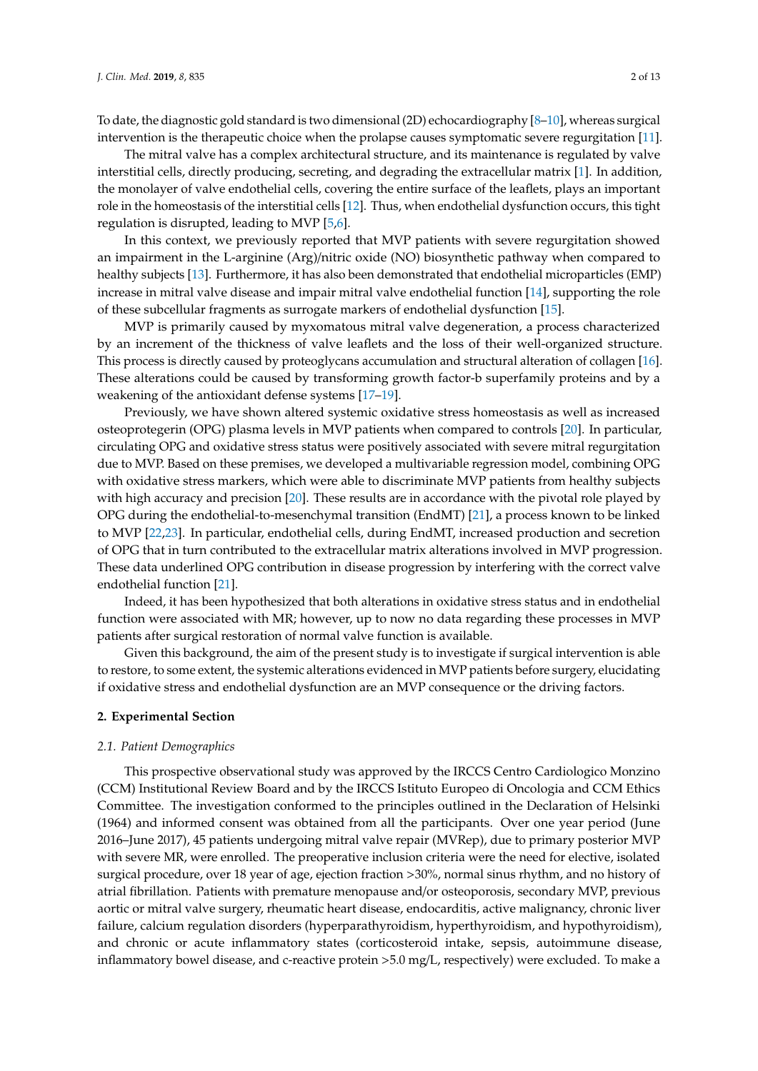To date, the diagnostic gold standard is two dimensional (2D) echocardiography [8–10], whereas surgical intervention is the therapeutic choice when the prolapse causes symptomatic severe regurgitation [11].

The mitral valve has a complex architectural structure, and its maintenance is regulated by valve interstitial cells, directly producing, secreting, and degrading the extracellular matrix [1]. In addition, the monolayer of valve endothelial cells, covering the entire surface of the leaflets, plays an important role in the homeostasis of the interstitial cells [12]. Thus, when endothelial dysfunction occurs, this tight regulation is disrupted, leading to MVP [5,6].

In this context, we previously reported that MVP patients with severe regurgitation showed an impairment in the L-arginine (Arg)/nitric oxide (NO) biosynthetic pathway when compared to healthy subjects [13]. Furthermore, it has also been demonstrated that endothelial microparticles (EMP) increase in mitral valve disease and impair mitral valve endothelial function [14], supporting the role of these subcellular fragments as surrogate markers of endothelial dysfunction [15].

MVP is primarily caused by myxomatous mitral valve degeneration, a process characterized by an increment of the thickness of valve leaflets and the loss of their well-organized structure. This process is directly caused by proteoglycans accumulation and structural alteration of collagen [16]. These alterations could be caused by transforming growth factor-b superfamily proteins and by a weakening of the antioxidant defense systems [17–19].

Previously, we have shown altered systemic oxidative stress homeostasis as well as increased osteoprotegerin (OPG) plasma levels in MVP patients when compared to controls [20]. In particular, circulating OPG and oxidative stress status were positively associated with severe mitral regurgitation due to MVP. Based on these premises, we developed a multivariable regression model, combining OPG with oxidative stress markers, which were able to discriminate MVP patients from healthy subjects with high accuracy and precision [20]. These results are in accordance with the pivotal role played by OPG during the endothelial-to-mesenchymal transition (EndMT) [21], a process known to be linked to MVP [22,23]. In particular, endothelial cells, during EndMT, increased production and secretion of OPG that in turn contributed to the extracellular matrix alterations involved in MVP progression. These data underlined OPG contribution in disease progression by interfering with the correct valve endothelial function [21].

Indeed, it has been hypothesized that both alterations in oxidative stress status and in endothelial function were associated with MR; however, up to now no data regarding these processes in MVP patients after surgical restoration of normal valve function is available.

Given this background, the aim of the present study is to investigate if surgical intervention is able to restore, to some extent, the systemic alterations evidenced in MVP patients before surgery, elucidating if oxidative stress and endothelial dysfunction are an MVP consequence or the driving factors.

## 2. Experimental Section

### 2.1. Patient Demographics

This prospective observational study was approved by the IRCCS Centro Cardiologico Monzino (CCM) Institutional Review Board and by the IRCCS Istituto Europeo di Oncologia and CCM Ethics Committee. The investigation conformed to the principles outlined in the Declaration of Helsinki (1964) and informed consent was obtained from all the participants. Over one year period (June 2016–June 2017), 45 patients undergoing mitral valve repair (MVRep), due to primary posterior MVP with severe MR, were enrolled. The preoperative inclusion criteria were the need for elective, isolated surgical procedure, over 18 year of age, ejection fraction >30%, normal sinus rhythm, and no history of atrial fibrillation. Patients with premature menopause and/or osteoporosis, secondary MVP, previous aortic or mitral valve surgery, rheumatic heart disease, endocarditis, active malignancy, chronic liver failure, calcium regulation disorders (hyperparathyroidism, hyperthyroidism, and hypothyroidism), and chronic or acute inflammatory states (corticosteroid intake, sepsis, autoimmune disease, inflammatory bowel disease, and c-reactive protein >5.0 mg/L, respectively) were excluded. To make a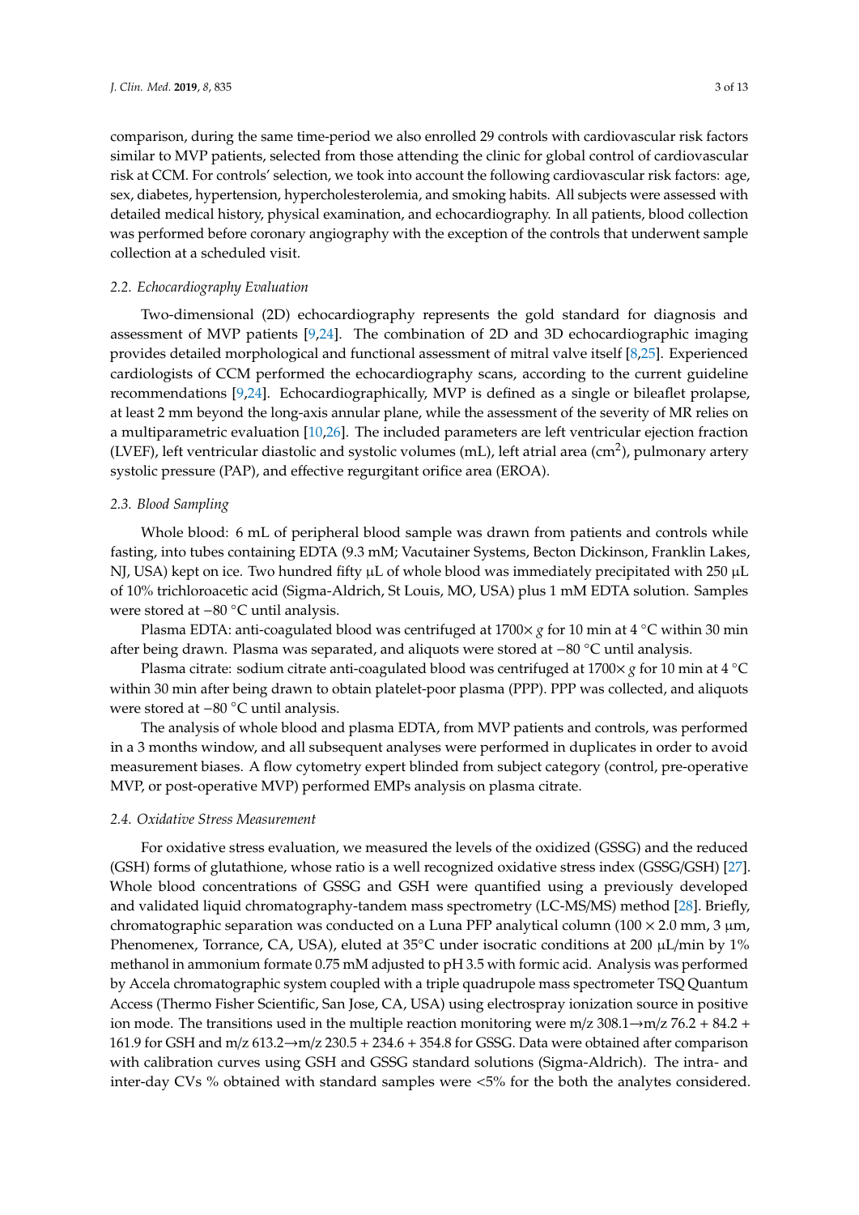comparison, during the same time-period we also enrolled 29 controls with cardiovascular risk factors similar to MVP patients, selected from those attending the clinic for global control of cardiovascular risk at CCM. For controls' selection, we took into account the following cardiovascular risk factors: age, sex, diabetes, hypertension, hypercholesterolemia, and smoking habits. All subjects were assessed with detailed medical history, physical examination, and echocardiography. In all patients, blood collection was performed before coronary angiography with the exception of the controls that underwent sample collection at a scheduled visit.

### *2.2. Echocardiography Evaluation*

Two-dimensional (2D) echocardiography represents the gold standard for diagnosis and assessment of MVP patients [9,24]. The combination of 2D and 3D echocardiographic imaging provides detailed morphological and functional assessment of mitral valve itself [8,25]. Experienced cardiologists of CCM performed the echocardiography scans, according to the current guideline recommendations [9,24]. Echocardiographically, MVP is defined as a single or bileaflet prolapse, at least 2 mm beyond the long-axis annular plane, while the assessment of the severity of MR relies on a multiparametric evaluation [10,26]. The included parameters are left ventricular ejection fraction (LVEF), left ventricular diastolic and systolic volumes (mL), left atrial area ($cm^2$), pulmonary artery systolic pressure (PAP), and effective regurgitant orifice area (EROA).

### *2.3. Blood Sampling*

Whole blood: 6 mL of peripheral blood sample was drawn from patients and controls while fasting, into tubes containing EDTA (9.3 mM; Vacutainer Systems, Becton Dickinson, Franklin Lakes, NJ, USA) kept on ice. Two hundred fifty µL of whole blood was immediately precipitated with 250 µL of 10% trichloroacetic acid (Sigma-Aldrich, St Louis, MO, USA) plus 1 mM EDTA solution. Samples were stored at −80 °C until analysis.

Plasma EDTA: anti-coagulated blood was centrifuged at 1700× *g* for 10 min at 4 °C within 30 min after being drawn. Plasma was separated, and aliquots were stored at −80 °C until analysis.

Plasma citrate: sodium citrate anti-coagulated blood was centrifuged at 1700× *g* for 10 min at 4 °C within 30 min after being drawn to obtain platelet-poor plasma (PPP). PPP was collected, and aliquots were stored at −80 °C until analysis.

The analysis of whole blood and plasma EDTA, from MVP patients and controls, was performed in a 3 months window, and all subsequent analyses were performed in duplicates in order to avoid measurement biases. A flow cytometry expert blinded from subject category (control, pre-operative MVP, or post-operative MVP) performed EMPs analysis on plasma citrate.

### *2.4. Oxidative Stress Measurement*

For oxidative stress evaluation, we measured the levels of the oxidized (GSSG) and the reduced (GSH) forms of glutathione, whose ratio is a well recognized oxidative stress index (GSSG/GSH) [27]. Whole blood concentrations of GSSG and GSH were quantified using a previously developed and validated liquid chromatography-tandem mass spectrometry (LC-MS/MS) method [28]. Briefly, chromatographic separation was conducted on a Luna PFP analytical column (100 × 2.0 mm, 3 µm, Phenomenex, Torrance, CA, USA), eluted at 35°C under isocratic conditions at 200 µL/min by 1% methanol in ammonium formate 0.75 mM adjusted to pH 3.5 with formic acid. Analysis was performed by Accela chromatographic system coupled with a triple quadrupole mass spectrometer TSQ Quantum Access (Thermo Fisher Scientific, San Jose, CA, USA) using electrospray ionization source in positive ion mode. The transitions used in the multiple reaction monitoring were m/z 308.1→m/z 76.2 + 84.2 + 161.9 for GSH and m/z 613.2→m/z 230.5 + 234.6 + 354.8 for GSSG. Data were obtained after comparison with calibration curves using GSH and GSSG standard solutions (Sigma-Aldrich). The intra- and inter-day CVs % obtained with standard samples were <5% for the both the analytes considered.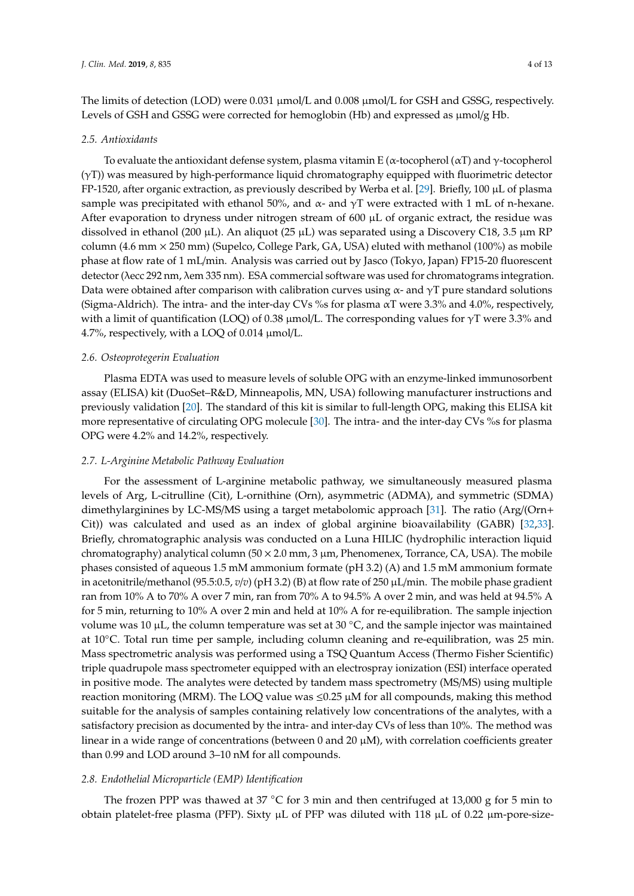The limits of detection (LOD) were 0.031 μmol/L and 0.008 μmol/L for GSH and GSSG, respectively. Levels of GSH and GSSG were corrected for hemoglobin (Hb) and expressed as μmol/g Hb.

### *2.5. Antioxidants*

To evaluate the antioxidant defense system, plasma vitamin E (α-tocopherol (αT) and γ-tocopherol (γT)) was measured by high-performance liquid chromatography equipped with fluorimetric detector FP-1520, after organic extraction, as previously described by Werba et al. [29]. Briefly, 100 μL of plasma sample was precipitated with ethanol 50%, and α- and γT were extracted with 1 mL of n-hexane. After evaporation to dryness under nitrogen stream of 600 μL of organic extract, the residue was dissolved in ethanol (200 μL). An aliquot (25 μL) was separated using a Discovery C18, 3.5 μm RP column (4.6 mm × 250 mm) (Supelco, College Park, GA, USA) eluted with methanol (100%) as mobile phase at flow rate of 1 mL/min. Analysis was carried out by Jasco (Tokyo, Japan) FP15-20 fluorescent detector (λecc 292 nm, λem 335 nm). ESA commercial software was used for chromatograms integration. Data were obtained after comparison with calibration curves using α- and γT pure standard solutions (Sigma-Aldrich). The intra- and the inter-day CVs %s for plasma αT were 3.3% and 4.0%, respectively, with a limit of quantification (LOQ) of 0.38 μmol/L. The corresponding values for γT were 3.3% and 4.7%, respectively, with a LOQ of 0.014 μmol/L.

### *2.6. Osteoprotegerin Evaluation*

Plasma EDTA was used to measure levels of soluble OPG with an enzyme-linked immunosorbent assay (ELISA) kit (DuoSet–R&D, Minneapolis, MN, USA) following manufacturer instructions and previously validation [20]. The standard of this kit is similar to full-length OPG, making this ELISA kit more representative of circulating OPG molecule [30]. The intra- and the inter-day CVs %s for plasma OPG were 4.2% and 14.2%, respectively.

### *2.7. L-Arginine Metabolic Pathway Evaluation*

For the assessment of L-arginine metabolic pathway, we simultaneously measured plasma levels of Arg, L-citrulline (Cit), L-ornithine (Orn), asymmetric (ADMA), and symmetric (SDMA) dimethylarginines by LC-MS/MS using a target metabolomic approach [31]. The ratio (Arg/(Orn+Cit)) was calculated and used as an index of global arginine bioavailability (GABR) [32,33]. Briefly, chromatographic analysis was conducted on a Luna HILIC (hydrophilic interaction liquid chromatography) analytical column (50 × 2.0 mm, 3 μm, Phenomenex, Torrance, CA, USA). The mobile phases consisted of aqueous 1.5 mM ammonium formate (pH 3.2) (A) and 1.5 mM ammonium formate in acetonitrile/methanol (95.5:0.5, *v*/*v*) (pH 3.2) (B) at flow rate of 250 μL/min. The mobile phase gradient ran from 10% A to 70% A over 7 min, ran from 70% A to 94.5% A over 2 min, and was held at 94.5% A for 5 min, returning to 10% A over 2 min and held at 10% A for re-equilibration. The sample injection volume was 10 μL, the column temperature was set at 30 °C, and the sample injector was maintained at 10°C. Total run time per sample, including column cleaning and re-equilibration, was 25 min. Mass spectrometric analysis was performed using a TSQ Quantum Access (Thermo Fisher Scientific) triple quadrupole mass spectrometer equipped with an electrospray ionization (ESI) interface operated in positive mode. The analytes were detected by tandem mass spectrometry (MS/MS) using multiple reaction monitoring (MRM). The LOQ value was ≤0.25 μM for all compounds, making this method suitable for the analysis of samples containing relatively low concentrations of the analytes, with a satisfactory precision as documented by the intra- and inter-day CVs of less than 10%. The method was linear in a wide range of concentrations (between 0 and 20 μM), with correlation coefficients greater than 0.99 and LOD around 3–10 nM for all compounds.

### *2.8. Endothelial Microparticle (EMP) Identification*

The frozen PPP was thawed at 37 °C for 3 min and then centrifuged at 13,000 g for 5 min to obtain platelet-free plasma (PFP). Sixty μL of PFP was diluted with 118 μL of 0.22 μm-pore-size-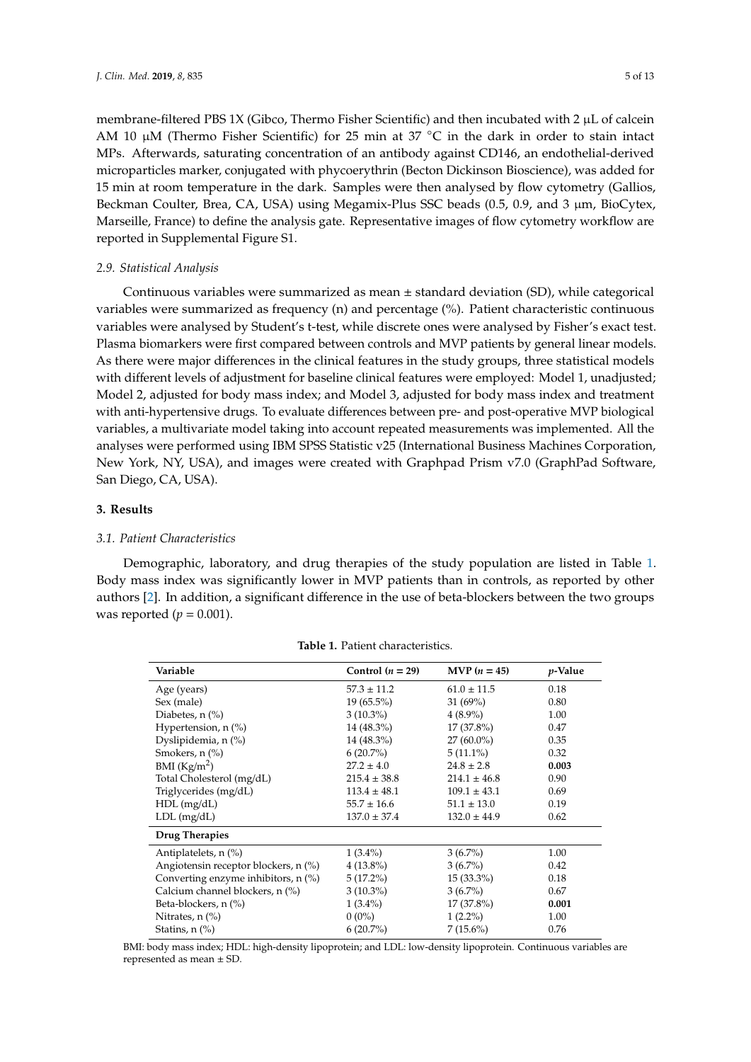membrane-filtered PBS 1X (Gibco, Thermo Fisher Scientific) and then incubated with 2 µL of calcein AM 10 µM (Thermo Fisher Scientific) for 25 min at 37 °C in the dark in order to stain intact MPs. Afterwards, saturating concentration of an antibody against CD146, an endothelial-derived microparticles marker, conjugated with phycoerythrin (Becton Dickinson Bioscience), was added for 15 min at room temperature in the dark. Samples were then analysed by flow cytometry (Gallios, Beckman Coulter, Brea, CA, USA) using Megamix-Plus SSC beads (0.5, 0.9, and 3 µm, BioCytex, Marseille, France) to define the analysis gate. Representative images of flow cytometry workflow are reported in Supplemental Figure S1.

### *2.9. Statistical Analysis*

Continuous variables were summarized as mean ± standard deviation (SD), while categorical variables were summarized as frequency (n) and percentage (%). Patient characteristic continuous variables were analysed by Student's t-test, while discrete ones were analysed by Fisher's exact test. Plasma biomarkers were first compared between controls and MVP patients by general linear models. As there were major differences in the clinical features in the study groups, three statistical models with different levels of adjustment for baseline clinical features were employed: Model 1, unadjusted; Model 2, adjusted for body mass index; and Model 3, adjusted for body mass index and treatment with anti-hypertensive drugs. To evaluate differences between pre- and post-operative MVP biological variables, a multivariate model taking into account repeated measurements was implemented. All the analyses were performed using IBM SPSS Statistic v25 (International Business Machines Corporation, New York, NY, USA), and images were created with Graphpad Prism v7.0 (GraphPad Software, San Diego, CA, USA).

## **3. Results**

### *3.1. Patient Characteristics*

Demographic, laboratory, and drug therapies of the study population are listed in Table 1. Body mass index was significantly lower in MVP patients than in controls, as reported by other authors [2]. In addition, a significant difference in the use of beta-blockers between the two groups was reported ($p = 0.001$).

**Table 1.** Patient characteristics.

| Variable | Control ($n = 29$) | MVP ($n = 45$) | $p$-Value |
|---|---|---|---|
| Age (years) | 57.3 ± 11.2 | 61.0 ± 11.5 | 0.18 |
| Sex (male) | 19 (65.5%) | 31 (69%) | 0.80 |
| Diabetes, n (%) | 3 (10.3%) | 4 (8.9%) | 1.00 |
| Hypertension, n (%) | 14 (48.3%) | 17 (37.8%) | 0.47 |
| Dyslipidemia, n (%) | 14 (48.3%) | 27 (60.0%) | 0.35 |
| Smokers, n (%) | 6 (20.7%) | 5 (11.1%) | 0.32 |
| BMI (Kg/m$^2$) | 27.2 ± 4.0 | 24.8 ± 2.8 | **0.003** |
| Total Cholesterol (mg/dL) | 215.4 ± 38.8 | 214.1 ± 46.8 | 0.90 |
| Triglycerides (mg/dL) | 113.4 ± 48.1 | 109.1 ± 43.1 | 0.69 |
| HDL (mg/dL) | 55.7 ± 16.6 | 51.1 ± 13.0 | 0.19 |
| LDL (mg/dL) | 137.0 ± 37.4 | 132.0 ± 44.9 | 0.62 |
| **Drug Therapies** | | | |
| Antiplatelets, n (%) | 1 (3.4%) | 3 (6.7%) | 1.00 |
| Angiotensin receptor blockers, n (%) | 4 (13.8%) | 3 (6.7%) | 0.42 |
| Converting enzyme inhibitors, n (%) | 5 (17.2%) | 15 (33.3%) | 0.18 |
| Calcium channel blockers, n (%) | 3 (10.3%) | 3 (6.7%) | 0.67 |
| Beta-blockers, n (%) | 1 (3.4%) | 17 (37.8%) | **0.001** |
| Nitrates, n (%) | 0 (0%) | 1 (2.2%) | 1.00 |
| Statins, n (%) | 6 (20.7%) | 7 (15.6%) | 0.76 |

BMI: body mass index; HDL: high-density lipoprotein; and LDL: low-density lipoprotein. Continuous variables are represented as mean ± SD.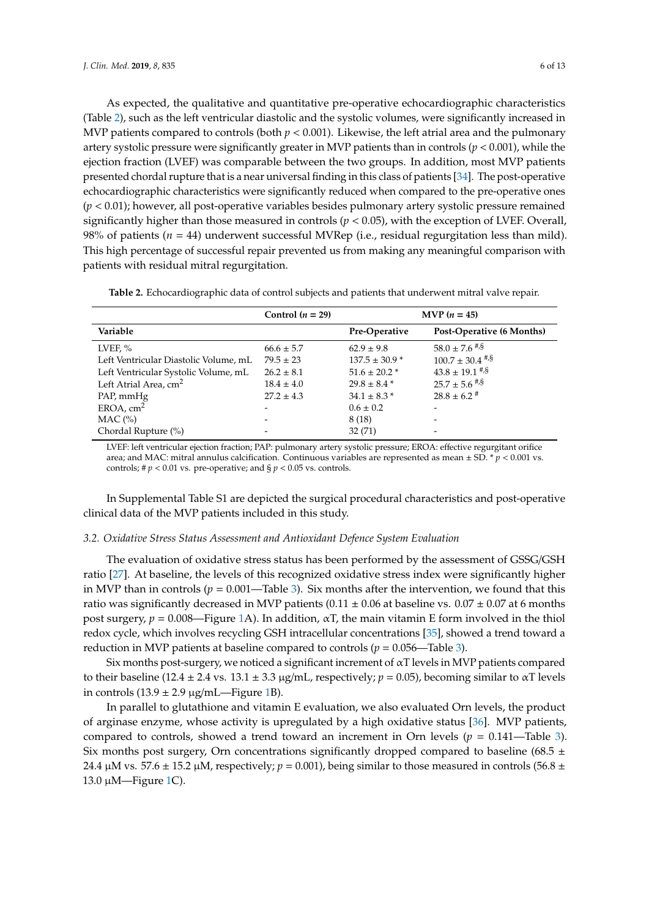As expected, the qualitative and quantitative pre-operative echocardiographic characteristics (Table 2), such as the left ventricular diastolic and the systolic volumes, were significantly increased in MVP patients compared to controls (both $p < 0.001$). Likewise, the left atrial area and the pulmonary artery systolic pressure were significantly greater in MVP patients than in controls ($p < 0.001$), while the ejection fraction (LVEF) was comparable between the two groups. In addition, most MVP patients presented chordal rupture that is a near universal finding in this class of patients [34]. The post-operative echocardiographic characteristics were significantly reduced when compared to the pre-operative ones ($p < 0.01$); however, all post-operative variables besides pulmonary artery systolic pressure remained significantly higher than those measured in controls ($p < 0.05$), with the exception of LVEF. Overall, 98% of patients ($n = 44$) underwent successful MVRep (i.e., residual regurgitation less than mild). This high percentage of successful repair prevented us from making any meaningful comparison with patients with residual mitral regurgitation.

**Table 2.** Echocardiographic data of control subjects and patients that underwent mitral valve repair.

| | Control ($n$ = 29) | MVP ($n$ = 45) | |
|---|---|---|---|
| **Variable** | | **Pre-Operative** | **Post-Operative (6 Months)** |
| LVEF, % | 66.6 ± 5.7 | 62.9 ± 9.8 | 58.0 ± 7.6 $^{\#,\S}$ |
| Left Ventricular Diastolic Volume, mL | 79.5 ± 23 | 137.5 ± 30.9 * | 100.7 ± 30.4 $^{\#,\S}$ |
| Left Ventricular Systolic Volume, mL | 26.2 ± 8.1 | 51.6 ± 20.2 * | 43.8 ± 19.1 $^{\#,\S}$ |
| Left Atrial Area, $cm^2$ | 18.4 ± 4.0 | 29.8 ± 8.4 * | 25.7 ± 5.6 $^{\#,\S}$ |
| PAP, mmHg | 27.2 ± 4.3 | 34.1 ± 8.3 * | 28.8 ± 6.2 $^{\#}$ |
| EROA, $cm^2$ | - | 0.6 ± 0.2 | - |
| MAC (%) | - | 8 (18) | - |
| Chordal Rupture (%) | - | 32 (71) | - |

LVEF: left ventricular ejection fraction; PAP: pulmonary artery systolic pressure; EROA: effective regurgitant orifice area; and MAC: mitral annulus calcification. Continuous variables are represented as mean ± SD. * $p < 0.001$ vs. controls; # $p < 0.01$ vs. pre-operative; and § $p < 0.05$ vs. controls.

In Supplemental Table S1 are depicted the surgical procedural characteristics and post-operative clinical data of the MVP patients included in this study.

### *3.2. Oxidative Stress Status Assessment and Antioxidant Defence System Evaluation*

The evaluation of oxidative stress status has been performed by the assessment of GSSG/GSH ratio [27]. At baseline, the levels of this recognized oxidative stress index were significantly higher in MVP than in controls ($p = 0.001$—Table 3). Six months after the intervention, we found that this ratio was significantly decreased in MVP patients (0.11 ± 0.06 at baseline vs. 0.07 ± 0.07 at 6 months post surgery, $p = 0.008$—Figure 1A). In addition, αT, the main vitamin E form involved in the thiol redox cycle, which involves recycling GSH intracellular concentrations [35], showed a trend toward a reduction in MVP patients at baseline compared to controls ($p = 0.056$—Table 3).

Six months post-surgery, we noticed a significant increment of αT levels in MVP patients compared to their baseline (12.4 ± 2.4 vs. 13.1 ± 3.3 μg/mL, respectively; $p = 0.05$), becoming similar to αT levels in controls (13.9 ± 2.9 μg/mL—Figure 1B).

In parallel to glutathione and vitamin E evaluation, we also evaluated Orn levels, the product of arginase enzyme, whose activity is upregulated by a high oxidative status [36]. MVP patients, compared to controls, showed a trend toward an increment in Orn levels ($p = 0.141$—Table 3). Six months post surgery, Orn concentrations significantly dropped compared to baseline (68.5 ± 24.4 μM vs. 57.6 ± 15.2 μM, respectively; $p = 0.001$), being similar to those measured in controls (56.8 ± 13.0 μM—Figure 1C).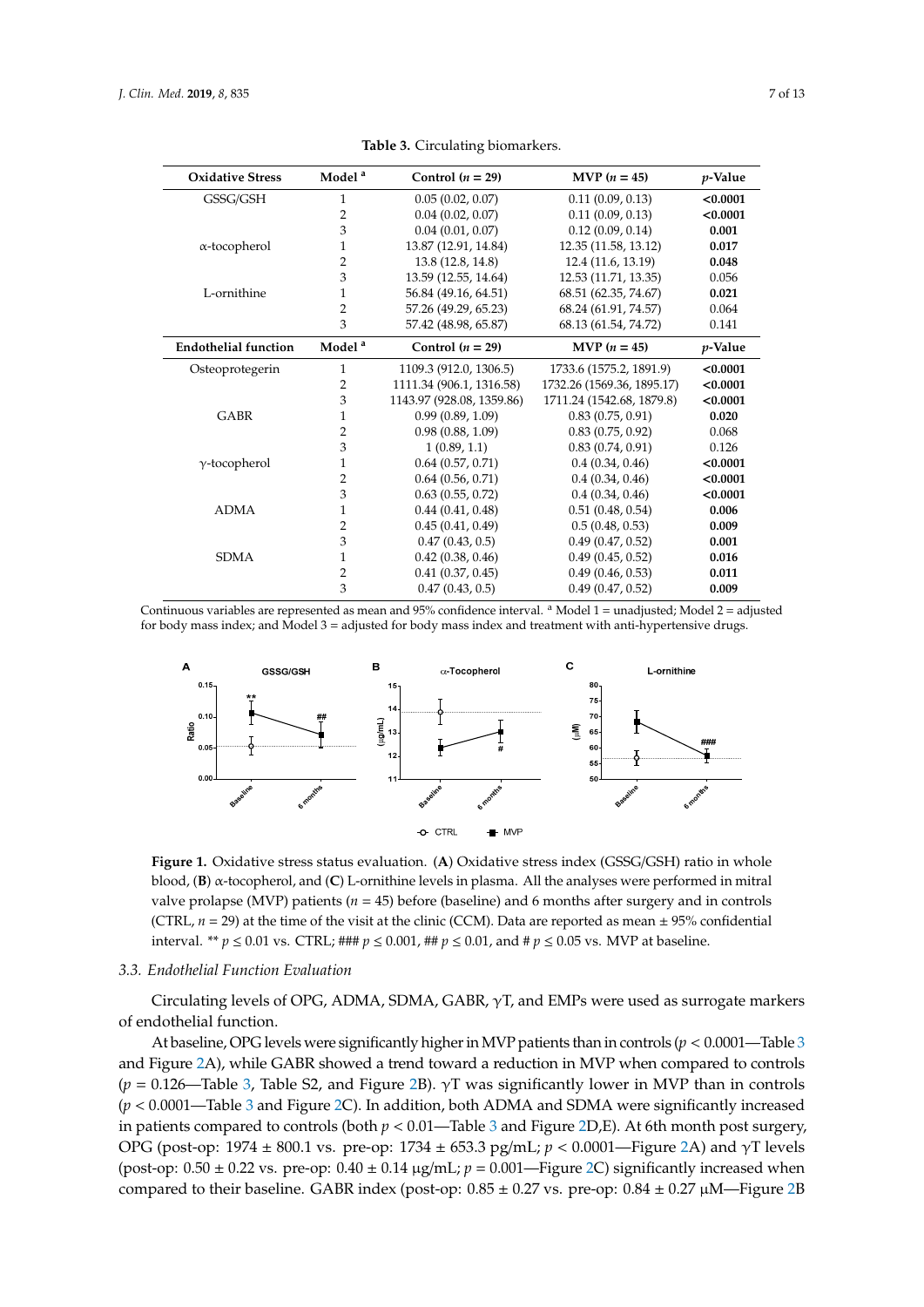**Table 3.** Circulating biomarkers.

| Oxidative Stress | Model [a] | Control ($n$ = 29) | MVP ($n$ = 45) | $p$-Value |
|---|---|---|---|---|
| GSSG/GSH | 1 | 0.05 (0.02, 0.07) | 0.11 (0.09, 0.13) | **<0.0001** |
| | 2 | 0.04 (0.02, 0.07) | 0.11 (0.09, 0.13) | **<0.0001** |
| | 3 | 0.04 (0.01, 0.07) | 0.12 (0.09, 0.14) | **0.001** |
| α-tocopherol | 1 | 13.87 (12.91, 14.84) | 12.35 (11.58, 13.12) | **0.017** |
| | 2 | 13.8 (12.8, 14.8) | 12.4 (11.6, 13.19) | **0.048** |
| | 3 | 13.59 (12.55, 14.64) | 12.53 (11.71, 13.35) | 0.056 |
| L-ornithine | 1 | 56.84 (49.16, 64.51) | 68.51 (62.35, 74.67) | **0.021** |
| | 2 | 57.26 (49.29, 65.23) | 68.24 (61.91, 74.57) | 0.064 |
| | 3 | 57.42 (48.98, 65.87) | 68.13 (61.54, 74.72) | 0.141 |
| **Endothelial function** | **Model [a]** | **Control ($n$ = 29)** | **MVP ($n$ = 45)** | **$p$-Value** |
| Osteoprotegerin | 1 | 1109.3 (912.0, 1306.5) | 1733.6 (1575.2, 1891.9) | **<0.0001** |
| | 2 | 1111.34 (906.1, 1316.58) | 1732.26 (1569.36, 1895.17) | **<0.0001** |
| | 3 | 1143.97 (928.08, 1359.86) | 1711.24 (1542.68, 1879.8) | **<0.0001** |
| GABR | 1 | 0.99 (0.89, 1.09) | 0.83 (0.75, 0.91) | **0.020** |
| | 2 | 0.98 (0.88, 1.09) | 0.83 (0.75, 0.92) | 0.068 |
| | 3 | 1 (0.89, 1.1) | 0.83 (0.74, 0.91) | 0.126 |
| γ-tocopherol | 1 | 0.64 (0.57, 0.71) | 0.4 (0.34, 0.46) | **<0.0001** |
| | 2 | 0.64 (0.56, 0.71) | 0.4 (0.34, 0.46) | **<0.0001** |
| | 3 | 0.63 (0.55, 0.72) | 0.4 (0.34, 0.46) | **<0.0001** |
| ADMA | 1 | 0.44 (0.41, 0.48) | 0.51 (0.48, 0.54) | **0.006** |
| | 2 | 0.45 (0.41, 0.49) | 0.5 (0.48, 0.53) | **0.009** |
| | 3 | 0.47 (0.43, 0.5) | 0.49 (0.47, 0.52) | **0.001** |
| SDMA | 1 | 0.42 (0.38, 0.46) | 0.49 (0.45, 0.52) | **0.016** |
| | 2 | 0.41 (0.37, 0.45) | 0.49 (0.46, 0.53) | **0.011** |
| | 3 | 0.47 (0.43, 0.5) | 0.49 (0.47, 0.52) | **0.009** |

Continuous variables are represented as mean and 95% confidence interval. [a] Model 1 = unadjusted; Model 2 = adjusted for body mass index; and Model 3 = adjusted for body mass index and treatment with anti-hypertensive drugs.

**Figure 1.** Oxidative stress status evaluation. (**A**) Oxidative stress index (GSSG/GSH) ratio in whole blood, (**B**) α-tocopherol, and (**C**) L-ornithine levels in plasma. All the analyses were performed in mitral valve prolapse (MVP) patients ($n$ = 45) before (baseline) and 6 months after surgery and in controls (CTRL, $n$ = 29) at the time of the visit at the clinic (CCM). Data are reported as mean ± 95% confidential interval. ** $p \leq 0.01$ vs. CTRL; ### $p \leq 0.001$, ## $p \leq 0.01$, and # $p \leq 0.05$ vs. MVP at baseline.

### 3.3. Endothelial Function Evaluation

Circulating levels of OPG, ADMA, SDMA, GABR, γT, and EMPs were used as surrogate markers of endothelial function.

At baseline, OPG levels were significantly higher in MVP patients than in controls ($p < 0.0001$—Table 3 and Figure 2A), while GABR showed a trend toward a reduction in MVP when compared to controls ($p = 0.126$—Table 3, Table S2, and Figure 2B). γT was significantly lower in MVP than in controls ($p < 0.0001$—Table 3 and Figure 2C). In addition, both ADMA and SDMA were significantly increased in patients compared to controls (both $p < 0.01$—Table 3 and Figure 2D,E). At 6th month post surgery, OPG (post-op: 1974 ± 800.1 vs. pre-op: 1734 ± 653.3 pg/mL; $p < 0.0001$—Figure 2A) and γT levels (post-op: 0.50 ± 0.22 vs. pre-op: 0.40 ± 0.14 μg/mL; $p = 0.001$—Figure 2C) significantly increased when compared to their baseline. GABR index (post-op: 0.85 ± 0.27 vs. pre-op: 0.84 ± 0.27 μM—Figure 2B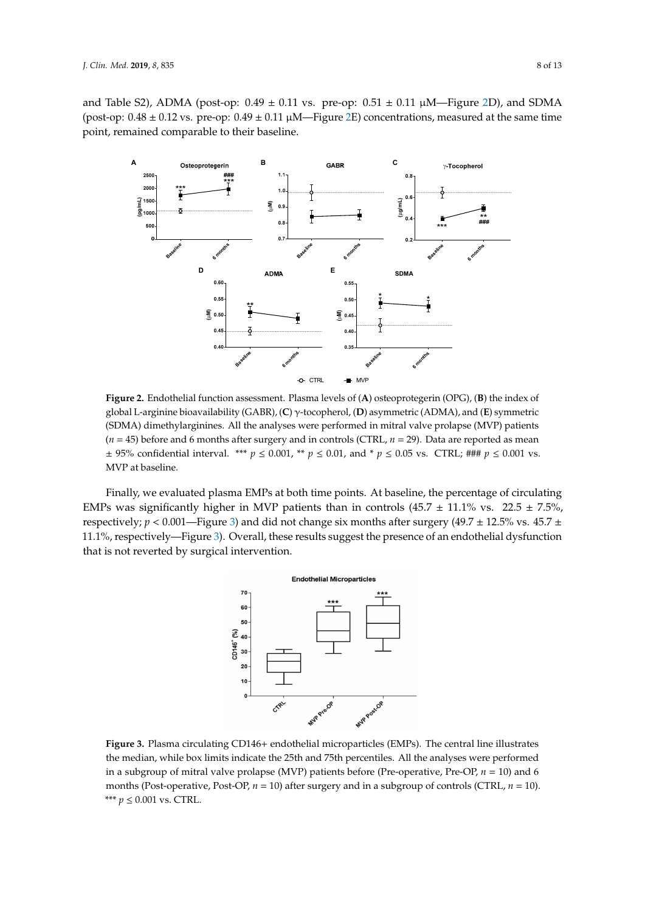and Table S2), ADMA (post-op: 0.49 ± 0.11 vs. pre-op: 0.51 ± 0.11 μM—Figure 2D), and SDMA (post-op: 0.48 ± 0.12 vs. pre-op: 0.49 ± 0.11 μM—Figure 2E) concentrations, measured at the same time point, remained comparable to their baseline.

**Figure 2.** Endothelial function assessment. Plasma levels of (**A**) osteoprotegerin (OPG), (**B**) the index of global L-arginine bioavailability (GABR), (**C**) γ-tocopherol, (**D**) asymmetric (ADMA), and (**E**) symmetric (SDMA) dimethylarginines. All the analyses were performed in mitral valve prolapse (MVP) patients ($n$ = 45) before and 6 months after surgery and in controls (CTRL, $n$ = 29). Data are reported as mean ± 95% confidential interval. *** $p \leq 0.001$, ** $p \leq 0.01$, and * $p \leq 0.05$ vs. CTRL; ### $p \leq 0.001$ vs. MVP at baseline.

Finally, we evaluated plasma EMPs at both time points. At baseline, the percentage of circulating EMPs was significantly higher in MVP patients than in controls (45.7 ± 11.1% vs. 22.5 ± 7.5%, respectively; $p < 0.001$—Figure 3) and did not change six months after surgery (49.7 ± 12.5% vs. 45.7 ± 11.1%, respectively—Figure 3). Overall, these results suggest the presence of an endothelial dysfunction that is not reverted by surgical intervention.

**Figure 3.** Plasma circulating CD146+ endothelial microparticles (EMPs). The central line illustrates the median, while box limits indicate the 25th and 75th percentiles. All the analyses were performed in a subgroup of mitral valve prolapse (MVP) patients before (Pre-operative, Pre-OP, $n$ = 10) and 6 months (Post-operative, Post-OP, $n$ = 10) after surgery and in a subgroup of controls (CTRL, $n$ = 10). *** $p \leq 0.001$ vs. CTRL.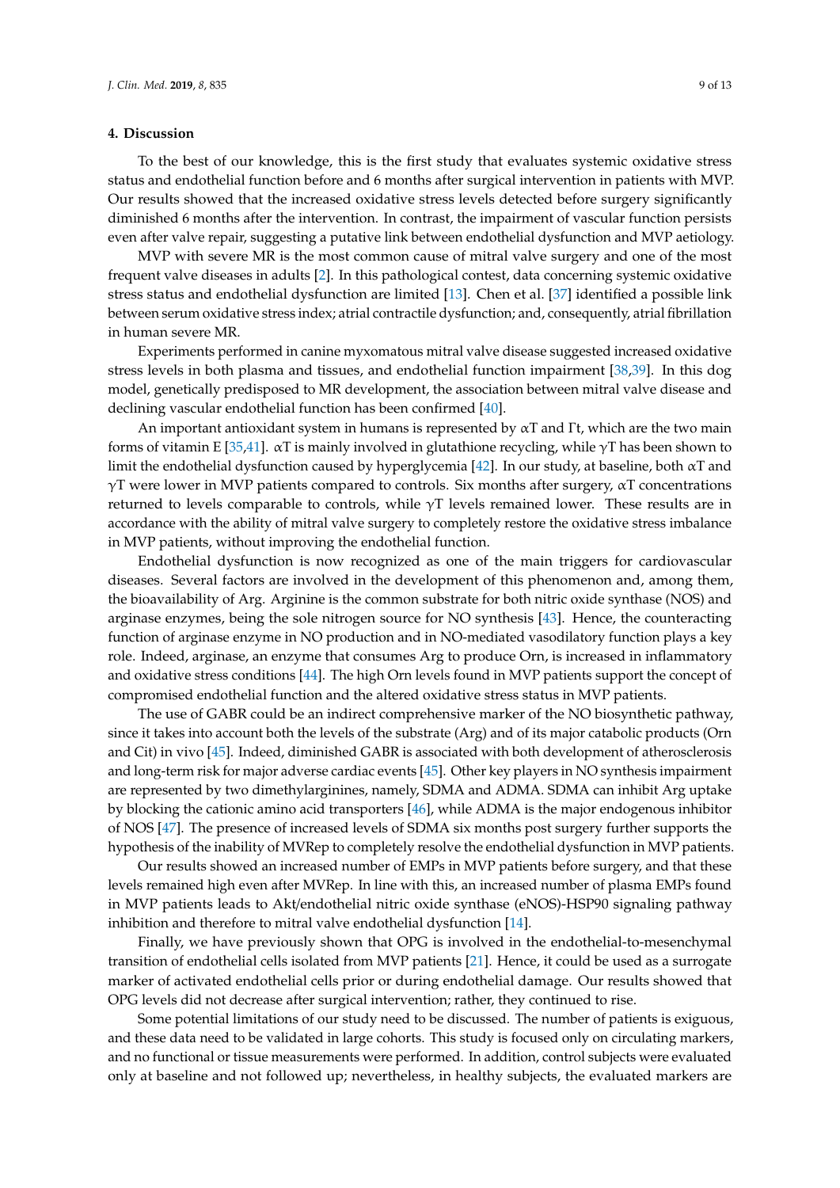## 4. Discussion

To the best of our knowledge, this is the first study that evaluates systemic oxidative stress status and endothelial function before and 6 months after surgical intervention in patients with MVP. Our results showed that the increased oxidative stress levels detected before surgery significantly diminished 6 months after the intervention. In contrast, the impairment of vascular function persists even after valve repair, suggesting a putative link between endothelial dysfunction and MVP aetiology.

MVP with severe MR is the most common cause of mitral valve surgery and one of the most frequent valve diseases in adults [2]. In this pathological contest, data concerning systemic oxidative stress status and endothelial dysfunction are limited [13]. Chen et al. [37] identified a possible link between serum oxidative stress index; atrial contractile dysfunction; and, consequently, atrial fibrillation in human severe MR.

Experiments performed in canine myxomatous mitral valve disease suggested increased oxidative stress levels in both plasma and tissues, and endothelial function impairment [38,39]. In this dog model, genetically predisposed to MR development, the association between mitral valve disease and declining vascular endothelial function has been confirmed [40].

An important antioxidant system in humans is represented by αT and Γt, which are the two main forms of vitamin E [35,41]. αT is mainly involved in glutathione recycling, while γT has been shown to limit the endothelial dysfunction caused by hyperglycemia [42]. In our study, at baseline, both αT and γT were lower in MVP patients compared to controls. Six months after surgery, αT concentrations returned to levels comparable to controls, while γT levels remained lower. These results are in accordance with the ability of mitral valve surgery to completely restore the oxidative stress imbalance in MVP patients, without improving the endothelial function.

Endothelial dysfunction is now recognized as one of the main triggers for cardiovascular diseases. Several factors are involved in the development of this phenomenon and, among them, the bioavailability of Arg. Arginine is the common substrate for both nitric oxide synthase (NOS) and arginase enzymes, being the sole nitrogen source for NO synthesis [43]. Hence, the counteracting function of arginase enzyme in NO production and in NO-mediated vasodilatory function plays a key role. Indeed, arginase, an enzyme that consumes Arg to produce Orn, is increased in inflammatory and oxidative stress conditions [44]. The high Orn levels found in MVP patients support the concept of compromised endothelial function and the altered oxidative stress status in MVP patients.

The use of GABR could be an indirect comprehensive marker of the NO biosynthetic pathway, since it takes into account both the levels of the substrate (Arg) and of its major catabolic products (Orn and Cit) in vivo [45]. Indeed, diminished GABR is associated with both development of atherosclerosis and long-term risk for major adverse cardiac events [45]. Other key players in NO synthesis impairment are represented by two dimethylarginines, namely, SDMA and ADMA. SDMA can inhibit Arg uptake by blocking the cationic amino acid transporters [46], while ADMA is the major endogenous inhibitor of NOS [47]. The presence of increased levels of SDMA six months post surgery further supports the hypothesis of the inability of MVRep to completely resolve the endothelial dysfunction in MVP patients.

Our results showed an increased number of EMPs in MVP patients before surgery, and that these levels remained high even after MVRep. In line with this, an increased number of plasma EMPs found in MVP patients leads to Akt/endothelial nitric oxide synthase (eNOS)-HSP90 signaling pathway inhibition and therefore to mitral valve endothelial dysfunction [14].

Finally, we have previously shown that OPG is involved in the endothelial-to-mesenchymal transition of endothelial cells isolated from MVP patients [21]. Hence, it could be used as a surrogate marker of activated endothelial cells prior or during endothelial damage. Our results showed that OPG levels did not decrease after surgical intervention; rather, they continued to rise.

Some potential limitations of our study need to be discussed. The number of patients is exiguous, and these data need to be validated in large cohorts. This study is focused only on circulating markers, and no functional or tissue measurements were performed. In addition, control subjects were evaluated only at baseline and not followed up; nevertheless, in healthy subjects, the evaluated markers are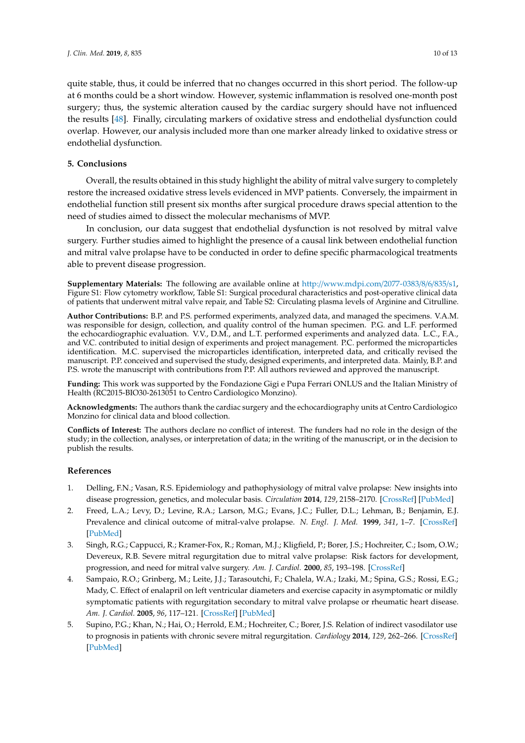quite stable, thus, it could be inferred that no changes occurred in this short period. The follow-up at 6 months could be a short window. However, systemic inflammation is resolved one-month post surgery; thus, the systemic alteration caused by the cardiac surgery should have not influenced the results [48]. Finally, circulating markers of oxidative stress and endothelial dysfunction could overlap. However, our analysis included more than one marker already linked to oxidative stress or endothelial dysfunction.

## 5. Conclusions

Overall, the results obtained in this study highlight the ability of mitral valve surgery to completely restore the increased oxidative stress levels evidenced in MVP patients. Conversely, the impairment in endothelial function still present six months after surgical procedure draws special attention to the need of studies aimed to dissect the molecular mechanisms of MVP.

In conclusion, our data suggest that endothelial dysfunction is not resolved by mitral valve surgery. Further studies aimed to highlight the presence of a causal link between endothelial function and mitral valve prolapse have to be conducted in order to define specific pharmacological treatments able to prevent disease progression.

**Supplementary Materials:** The following are available online at http://www.mdpi.com/2077-0383/8/6/835/s1, Figure S1: Flow cytometry workflow, Table S1: Surgical procedural characteristics and post-operative clinical data of patients that underwent mitral valve repair, and Table S2: Circulating plasma levels of Arginine and Citrulline.

**Author Contributions:** B.P. and P.S. performed experiments, analyzed data, and managed the specimens. V.A.M. was responsible for design, collection, and quality control of the human specimen. P.G. and L.F. performed the echocardiographic evaluation. V.V., D.M., and L.T. performed experiments and analyzed data. L.C., F.A., and V.C. contributed to initial design of experiments and project management. P.C. performed the microparticles identification. M.C. supervised the microparticles identification, interpreted data, and critically revised the manuscript. P.P. conceived and supervised the study, designed experiments, and interpreted data. Mainly, B.P. and P.S. wrote the manuscript with contributions from P.P. All authors reviewed and approved the manuscript.

**Funding:** This work was supported by the Fondazione Gigi e Pupa Ferrari ONLUS and the Italian Ministry of Health (RC2015-BIO30-2613051 to Centro Cardiologico Monzino).

**Acknowledgments:** The authors thank the cardiac surgery and the echocardiography units at Centro Cardiologico Monzino for clinical data and blood collection.

**Conflicts of Interest:** The authors declare no conflict of interest. The funders had no role in the design of the study; in the collection, analyses, or interpretation of data; in the writing of the manuscript, or in the decision to publish the results.

## References

1. Delling, F.N.; Vasan, R.S. Epidemiology and pathophysiology of mitral valve prolapse: New insights into disease progression, genetics, and molecular basis. *Circulation* **2014**, *129*, 2158–2170. [CrossRef] [PubMed]
2. Freed, L.A.; Levy, D.; Levine, R.A.; Larson, M.G.; Evans, J.C.; Fuller, D.L.; Lehman, B.; Benjamin, E.J. Prevalence and clinical outcome of mitral-valve prolapse. *N. Engl. J. Med.* **1999**, *341*, 1–7. [CrossRef] [PubMed]
3. Singh, R.G.; Cappucci, R.; Kramer-Fox, R.; Roman, M.J.; Kligfield, P.; Borer, J.S.; Hochreiter, C.; Isom, O.W.; Devereux, R.B. Severe mitral regurgitation due to mitral valve prolapse: Risk factors for development, progression, and need for mitral valve surgery. *Am. J. Cardiol.* **2000**, *85*, 193–198. [CrossRef]
4. Sampaio, R.O.; Grinberg, M.; Leite, J.J.; Tarasoutchi, F.; Chalela, W.A.; Izaki, M.; Spina, G.S.; Rossi, E.G.; Mady, C. Effect of enalapril on left ventricular diameters and exercise capacity in asymptomatic or mildly symptomatic patients with regurgitation secondary to mitral valve prolapse or rheumatic heart disease. *Am. J. Cardiol.* **2005**, *96*, 117–121. [CrossRef] [PubMed]
5. Supino, P.G.; Khan, N.; Hai, O.; Herrold, E.M.; Hochreiter, C.; Borer, J.S. Relation of indirect vasodilator use to prognosis in patients with chronic severe mitral regurgitation. *Cardiology* **2014**, *129*, 262–266. [CrossRef] [PubMed]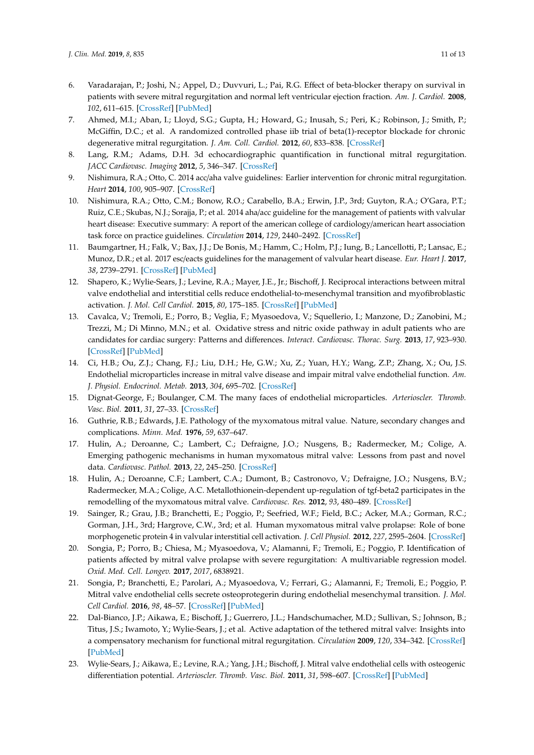6. Varadarajan, P.; Joshi, N.; Appel, D.; Duvvuri, L.; Pai, R.G. Effect of beta-blocker therapy on survival in patients with severe mitral regurgitation and normal left ventricular ejection fraction. *Am. J. Cardiol.* **2008**, *102*, 611–615. [CrossRef] [PubMed]
7. Ahmed, M.I.; Aban, I.; Lloyd, S.G.; Gupta, H.; Howard, G.; Inusah, S.; Peri, K.; Robinson, J.; Smith, P.; McGiffin, D.C.; et al. A randomized controlled phase iib trial of beta(1)-receptor blockade for chronic degenerative mitral regurgitation. *J. Am. Coll. Cardiol.* **2012**, *60*, 833–838. [CrossRef]
8. Lang, R.M.; Adams, D.H. 3d echocardiographic quantification in functional mitral regurgitation. *JACC Cardiovasc. Imaging* **2012**, *5*, 346–347. [CrossRef]
9. Nishimura, R.A.; Otto, C. 2014 acc/aha valve guidelines: Earlier intervention for chronic mitral regurgitation. *Heart* **2014**, *100*, 905–907. [CrossRef]
10. Nishimura, R.A.; Otto, C.M.; Bonow, R.O.; Carabello, B.A.; Erwin, J.P., 3rd; Guyton, R.A.; O'Gara, P.T.; Ruiz, C.E.; Skubas, N.J.; Sorajja, P.; et al. 2014 aha/acc guideline for the management of patients with valvular heart disease: Executive summary: A report of the american college of cardiology/american heart association task force on practice guidelines. *Circulation* **2014**, *129*, 2440–2492. [CrossRef]
11. Baumgartner, H.; Falk, V.; Bax, J.J.; De Bonis, M.; Hamm, C.; Holm, P.J.; Iung, B.; Lancellotti, P.; Lansac, E.; Munoz, D.R.; et al. 2017 esc/eacts guidelines for the management of valvular heart disease. *Eur. Heart J.* **2017**, *38*, 2739–2791. [CrossRef] [PubMed]
12. Shapero, K.; Wylie-Sears, J.; Levine, R.A.; Mayer, J.E., Jr.; Bischoff, J. Reciprocal interactions between mitral valve endothelial and interstitial cells reduce endothelial-to-mesenchymal transition and myofibroblastic activation. *J. Mol. Cell Cardiol.* **2015**, *80*, 175–185. [CrossRef] [PubMed]
13. Cavalca, V.; Tremoli, E.; Porro, B.; Veglia, F.; Myasoedova, V.; Squellerio, I.; Manzone, D.; Zanobini, M.; Trezzi, M.; Di Minno, M.N.; et al. Oxidative stress and nitric oxide pathway in adult patients who are candidates for cardiac surgery: Patterns and differences. *Interact. Cardiovasc. Thorac. Surg.* **2013**, *17*, 923–930. [CrossRef] [PubMed]
14. Ci, H.B.; Ou, Z.J.; Chang, F.J.; Liu, D.H.; He, G.W.; Xu, Z.; Yuan, H.Y.; Wang, Z.P.; Zhang, X.; Ou, J.S. Endothelial microparticles increase in mitral valve disease and impair mitral valve endothelial function. *Am. J. Physiol. Endocrinol. Metab.* **2013**, *304*, 695–702. [CrossRef]
15. Dignat-George, F.; Boulanger, C.M. The many faces of endothelial microparticles. *Arterioscler. Thromb. Vasc. Biol.* **2011**, *31*, 27–33. [CrossRef]
16. Guthrie, R.B.; Edwards, J.E. Pathology of the myxomatous mitral value. Nature, secondary changes and complications. *Minn. Med.* **1976**, *59*, 637–647.
17. Hulin, A.; Deroanne, C.; Lambert, C.; Defraigne, J.O.; Nusgens, B.; Radermecker, M.; Colige, A. Emerging pathogenic mechanisms in human myxomatous mitral valve: Lessons from past and novel data. *Cardiovasc. Pathol.* **2013**, *22*, 245–250. [CrossRef]
18. Hulin, A.; Deroanne, C.F.; Lambert, C.A.; Dumont, B.; Castronovo, V.; Defraigne, J.O.; Nusgens, B.V.; Radermecker, M.A.; Colige, A.C. Metallothionein-dependent up-regulation of tgf-beta2 participates in the remodelling of the myxomatous mitral valve. *Cardiovasc. Res.* **2012**, *93*, 480–489. [CrossRef]
19. Sainger, R.; Grau, J.B.; Branchetti, E.; Poggio, P.; Seefried, W.F.; Field, B.C.; Acker, M.A.; Gorman, R.C.; Gorman, J.H., 3rd; Hargrove, C.W., 3rd; et al. Human myxomatous mitral valve prolapse: Role of bone morphogenetic protein 4 in valvular interstitial cell activation. *J. Cell Physiol.* **2012**, *227*, 2595–2604. [CrossRef]
20. Songia, P.; Porro, B.; Chiesa, M.; Myasoedova, V.; Alamanni, F.; Tremoli, E.; Poggio, P. Identification of patients affected by mitral valve prolapse with severe regurgitation: A multivariable regression model. *Oxid. Med. Cell. Longev.* **2017**, *2017*, 6838921.
21. Songia, P.; Branchetti, E.; Parolari, A.; Myasoedova, V.; Ferrari, G.; Alamanni, F.; Tremoli, E.; Poggio, P. Mitral valve endothelial cells secrete osteoprotegerin during endothelial mesenchymal transition. *J. Mol. Cell Cardiol.* **2016**, *98*, 48–57. [CrossRef] [PubMed]
22. Dal-Bianco, J.P.; Aikawa, E.; Bischoff, J.; Guerrero, J.L.; Handschumacher, M.D.; Sullivan, S.; Johnson, B.; Titus, J.S.; Iwamoto, Y.; Wylie-Sears, J.; et al. Active adaptation of the tethered mitral valve: Insights into a compensatory mechanism for functional mitral regurgitation. *Circulation* **2009**, *120*, 334–342. [CrossRef] [PubMed]
23. Wylie-Sears, J.; Aikawa, E.; Levine, R.A.; Yang, J.H.; Bischoff, J. Mitral valve endothelial cells with osteogenic differentiation potential. *Arterioscler. Thromb. Vasc. Biol.* **2011**, *31*, 598–607. [CrossRef] [PubMed]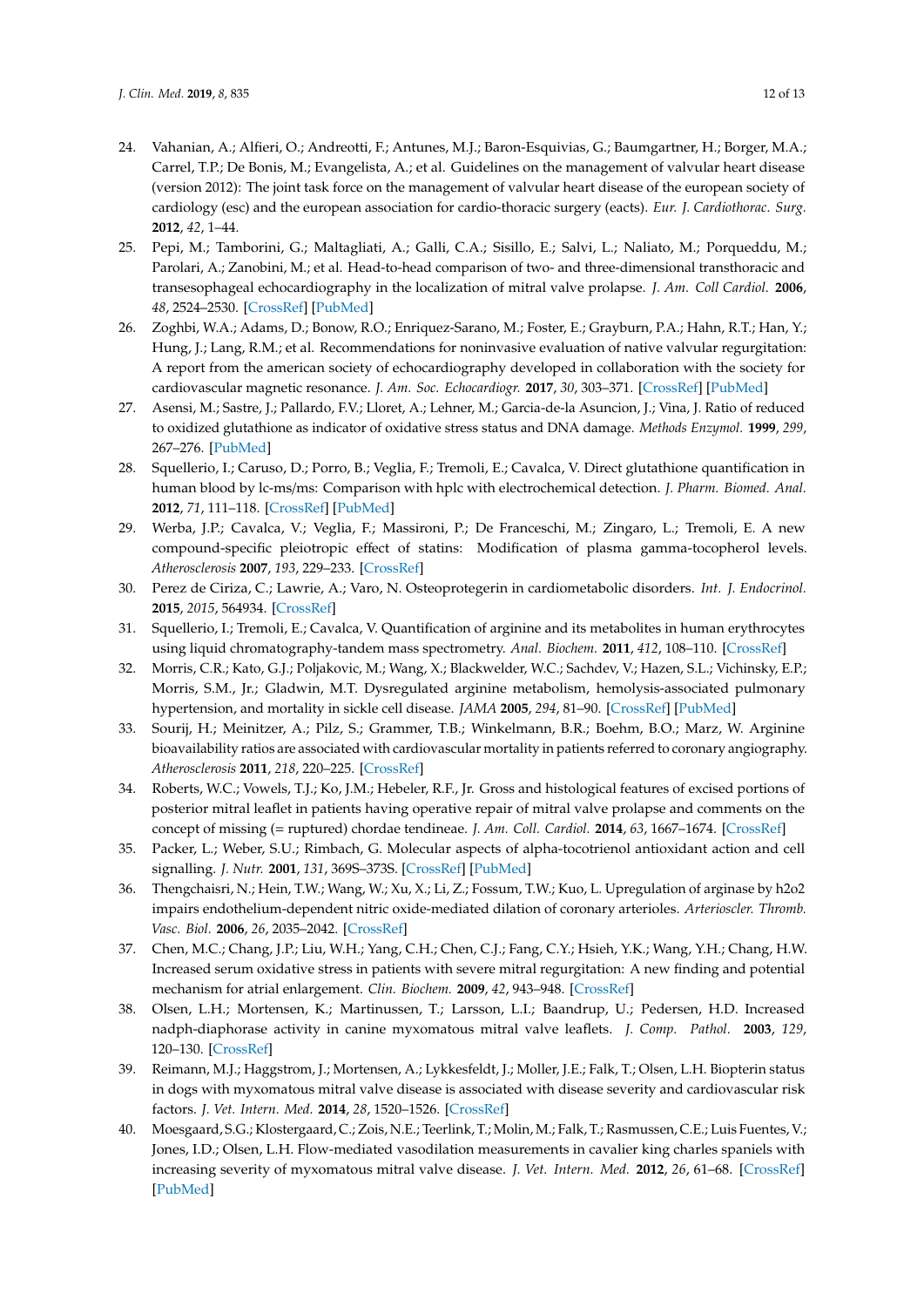24. Vahanian, A.; Alfieri, O.; Andreotti, F.; Antunes, M.J.; Baron-Esquivias, G.; Baumgartner, H.; Borger, M.A.; Carrel, T.P.; De Bonis, M.; Evangelista, A.; et al. Guidelines on the management of valvular heart disease (version 2012): The joint task force on the management of valvular heart disease of the european society of cardiology (esc) and the european association for cardio-thoracic surgery (eacts). *Eur. J. Cardiothorac. Surg.* **2012**, *42*, 1–44.
25. Pepi, M.; Tamborini, G.; Maltagliati, A.; Galli, C.A.; Sisillo, E.; Salvi, L.; Naliato, M.; Porqueddu, M.; Parolari, A.; Zanobini, M.; et al. Head-to-head comparison of two- and three-dimensional transthoracic and transesophageal echocardiography in the localization of mitral valve prolapse. *J. Am. Coll Cardiol.* **2006**, *48*, 2524–2530. [CrossRef] [PubMed]
26. Zoghbi, W.A.; Adams, D.; Bonow, R.O.; Enriquez-Sarano, M.; Foster, E.; Grayburn, P.A.; Hahn, R.T.; Han, Y.; Hung, J.; Lang, R.M.; et al. Recommendations for noninvasive evaluation of native valvular regurgitation: A report from the american society of echocardiography developed in collaboration with the society for cardiovascular magnetic resonance. *J. Am. Soc. Echocardiogr.* **2017**, *30*, 303–371. [CrossRef] [PubMed]
27. Asensi, M.; Sastre, J.; Pallardo, F.V.; Lloret, A.; Lehner, M.; Garcia-de-la Asuncion, J.; Vina, J. Ratio of reduced to oxidized glutathione as indicator of oxidative stress status and DNA damage. *Methods Enzymol.* **1999**, *299*, 267–276. [PubMed]
28. Squellerio, I.; Caruso, D.; Porro, B.; Veglia, F.; Tremoli, E.; Cavalca, V. Direct glutathione quantification in human blood by lc-ms/ms: Comparison with hplc with electrochemical detection. *J. Pharm. Biomed. Anal.* **2012**, *71*, 111–118. [CrossRef] [PubMed]
29. Werba, J.P.; Cavalca, V.; Veglia, F.; Massironi, P.; De Franceschi, M.; Zingaro, L.; Tremoli, E. A new compound-specific pleiotropic effect of statins: Modification of plasma gamma-tocopherol levels. *Atherosclerosis* **2007**, *193*, 229–233. [CrossRef]
30. Perez de Ciriza, C.; Lawrie, A.; Varo, N. Osteoprotegerin in cardiometabolic disorders. *Int. J. Endocrinol.* **2015**, *2015*, 564934. [CrossRef]
31. Squellerio, I.; Tremoli, E.; Cavalca, V. Quantification of arginine and its metabolites in human erythrocytes using liquid chromatography-tandem mass spectrometry. *Anal. Biochem.* **2011**, *412*, 108–110. [CrossRef]
32. Morris, C.R.; Kato, G.J.; Poljakovic, M.; Wang, X.; Blackwelder, W.C.; Sachdev, V.; Hazen, S.L.; Vichinsky, E.P.; Morris, S.M., Jr.; Gladwin, M.T. Dysregulated arginine metabolism, hemolysis-associated pulmonary hypertension, and mortality in sickle cell disease. *JAMA* **2005**, *294*, 81–90. [CrossRef] [PubMed]
33. Sourij, H.; Meinitzer, A.; Pilz, S.; Grammer, T.B.; Winkelmann, B.R.; Boehm, B.O.; Marz, W. Arginine bioavailability ratios are associated with cardiovascular mortality in patients referred to coronary angiography. *Atherosclerosis* **2011**, *218*, 220–225. [CrossRef]
34. Roberts, W.C.; Vowels, T.J.; Ko, J.M.; Hebeler, R.F., Jr. Gross and histological features of excised portions of posterior mitral leaflet in patients having operative repair of mitral valve prolapse and comments on the concept of missing (= ruptured) chordae tendineae. *J. Am. Coll. Cardiol.* **2014**, *63*, 1667–1674. [CrossRef]
35. Packer, L.; Weber, S.U.; Rimbach, G. Molecular aspects of alpha-tocotrienol antioxidant action and cell signalling. *J. Nutr.* **2001**, *131*, 369S–373S. [CrossRef] [PubMed]
36. Thengchaisri, N.; Hein, T.W.; Wang, W.; Xu, X.; Li, Z.; Fossum, T.W.; Kuo, L. Upregulation of arginase by h2o2 impairs endothelium-dependent nitric oxide-mediated dilation of coronary arterioles. *Arterioscler. Thromb. Vasc. Biol.* **2006**, *26*, 2035–2042. [CrossRef]
37. Chen, M.C.; Chang, J.P.; Liu, W.H.; Yang, C.H.; Chen, C.J.; Fang, C.Y.; Hsieh, Y.K.; Wang, Y.H.; Chang, H.W. Increased serum oxidative stress in patients with severe mitral regurgitation: A new finding and potential mechanism for atrial enlargement. *Clin. Biochem.* **2009**, *42*, 943–948. [CrossRef]
38. Olsen, L.H.; Mortensen, K.; Martinussen, T.; Larsson, L.I.; Baandrup, U.; Pedersen, H.D. Increased nadph-diaphorase activity in canine myxomatous mitral valve leaflets. *J. Comp. Pathol.* **2003**, *129*, 120–130. [CrossRef]
39. Reimann, M.J.; Haggstrom, J.; Mortensen, A.; Lykkesfeldt, J.; Moller, J.E.; Falk, T.; Olsen, L.H. Biopterin status in dogs with myxomatous mitral valve disease is associated with disease severity and cardiovascular risk factors. *J. Vet. Intern. Med.* **2014**, *28*, 1520–1526. [CrossRef]
40. Moesgaard, S.G.; Klostergaard, C.; Zois, N.E.; Teerlink, T.; Molin, M.; Falk, T.; Rasmussen, C.E.; Luis Fuentes, V.; Jones, I.D.; Olsen, L.H. Flow-mediated vasodilation measurements in cavalier king charles spaniels with increasing severity of myxomatous mitral valve disease. *J. Vet. Intern. Med.* **2012**, *26*, 61–68. [CrossRef] [PubMed]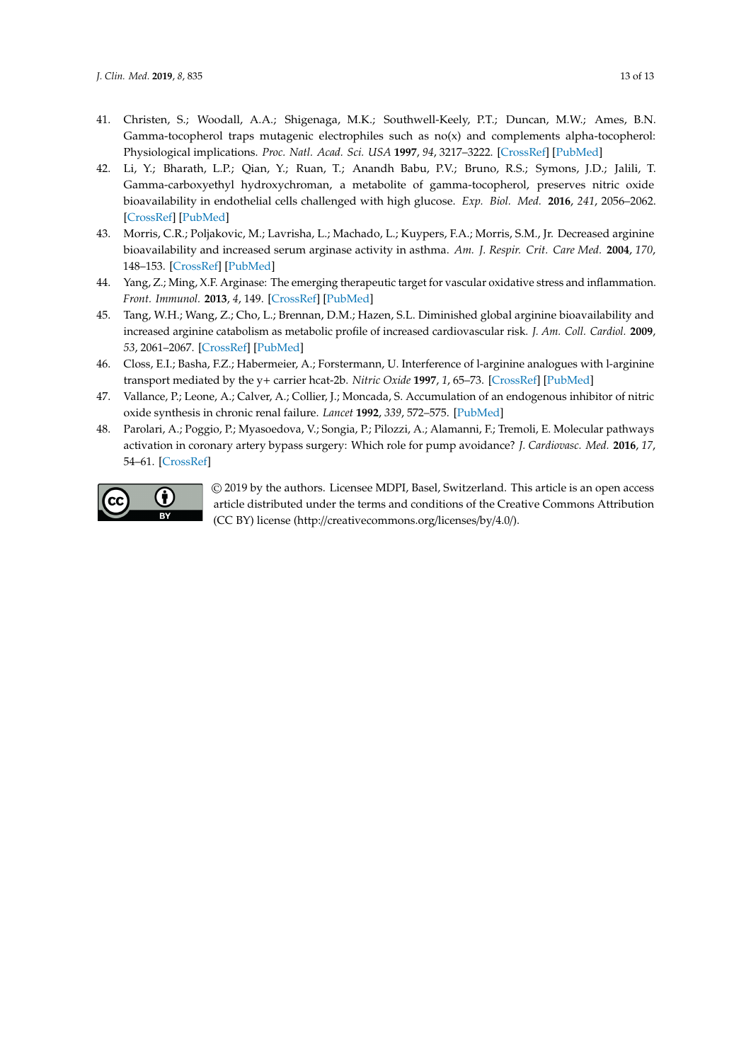41. Christen, S.; Woodall, A.A.; Shigenaga, M.K.; Southwell-Keely, P.T.; Duncan, M.W.; Ames, B.N. Gamma-tocopherol traps mutagenic electrophiles such as no(x) and complements alpha-tocopherol: Physiological implications. *Proc. Natl. Acad. Sci. USA* **1997**, *94*, 3217–3222. [CrossRef] [PubMed]
42. Li, Y.; Bharath, L.P.; Qian, Y.; Ruan, T.; Anandh Babu, P.V.; Bruno, R.S.; Symons, J.D.; Jalili, T. Gamma-carboxyethyl hydroxychroman, a metabolite of gamma-tocopherol, preserves nitric oxide bioavailability in endothelial cells challenged with high glucose. *Exp. Biol. Med.* **2016**, *241*, 2056–2062. [CrossRef] [PubMed]
43. Morris, C.R.; Poljakovic, M.; Lavrisha, L.; Machado, L.; Kuypers, F.A.; Morris, S.M., Jr. Decreased arginine bioavailability and increased serum arginase activity in asthma. *Am. J. Respir. Crit. Care Med.* **2004**, *170*, 148–153. [CrossRef] [PubMed]
44. Yang, Z.; Ming, X.F. Arginase: The emerging therapeutic target for vascular oxidative stress and inflammation. *Front. Immunol.* **2013**, *4*, 149. [CrossRef] [PubMed]
45. Tang, W.H.; Wang, Z.; Cho, L.; Brennan, D.M.; Hazen, S.L. Diminished global arginine bioavailability and increased arginine catabolism as metabolic profile of increased cardiovascular risk. *J. Am. Coll. Cardiol.* **2009**, *53*, 2061–2067. [CrossRef] [PubMed]
46. Closs, E.I.; Basha, F.Z.; Habermeier, A.; Forstermann, U. Interference of l-arginine analogues with l-arginine transport mediated by the y+ carrier hcat-2b. *Nitric Oxide* **1997**, *1*, 65–73. [CrossRef] [PubMed]
47. Vallance, P.; Leone, A.; Calver, A.; Collier, J.; Moncada, S. Accumulation of an endogenous inhibitor of nitric oxide synthesis in chronic renal failure. *Lancet* **1992**, *339*, 572–575. [PubMed]
48. Parolari, A.; Poggio, P.; Myasoedova, V.; Songia, P.; Pilozzi, A.; Alamanni, F.; Tremoli, E. Molecular pathways activation in coronary artery bypass surgery: Which role for pump avoidance? *J. Cardiovasc. Med.* **2016**, *17*, 54–61. [CrossRef]

© 2019 by the authors. Licensee MDPI, Basel, Switzerland. This article is an open access article distributed under the terms and conditions of the Creative Commons Attribution (CC BY) license (http://creativecommons.org/licenses/by/4.0/).